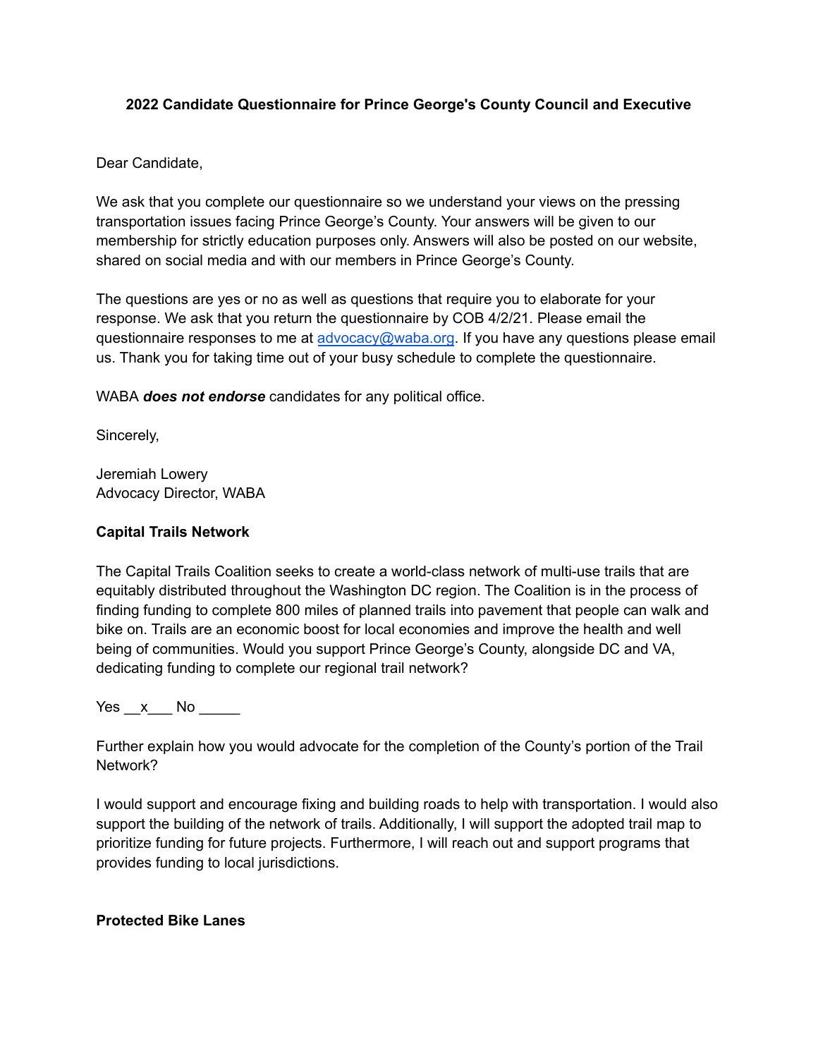**2022 Candidate Questionnaire for Prince George's County Council and Executive**

Dear Candidate,

We ask that you complete our questionnaire so we understand your views on the pressing transportation issues facing Prince George's County. Your answers will be given to our membership for strictly education purposes only. Answers will also be posted on our website, shared on social media and with our members in Prince George's County.

The questions are yes or no as well as questions that require you to elaborate for your response. We ask that you return the questionnaire by COB 4/2/21. Please email the questionnaire responses to me at [advocacy@waba.org](mailto:advocacy@waba.org). If you have any questions please email us. Thank you for taking time out of your busy schedule to complete the questionnaire.

WABA ***does not endorse*** candidates for any political office.

Sincerely,

Jeremiah Lowery
Advocacy Director, WABA

**Capital Trails Network**

The Capital Trails Coalition seeks to create a world-class network of multi-use trails that are equitably distributed throughout the Washington DC region. The Coalition is in the process of finding funding to complete 800 miles of planned trails into pavement that people can walk and bike on. Trails are an economic boost for local economies and improve the health and well being of communities. Would you support Prince George's County, alongside DC and VA, dedicating funding to complete our regional trail network?

Yes __x___ No _____

Further explain how you would advocate for the completion of the County's portion of the Trail Network?

I would support and encourage fixing and building roads to help with transportation. I would also support the building of the network of trails. Additionally, I will support the adopted trail map to prioritize funding for future projects. Furthermore, I will reach out and support programs that provides funding to local jurisdictions.

**Protected Bike Lanes**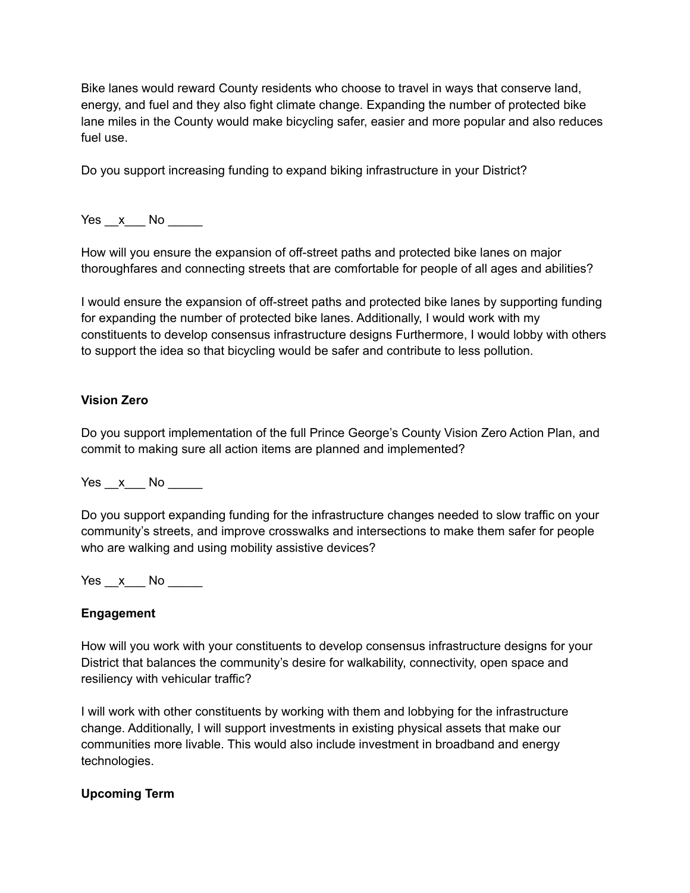Bike lanes would reward County residents who choose to travel in ways that conserve land, energy, and fuel and they also fight climate change. Expanding the number of protected bike lane miles in the County would make bicycling safer, easier and more popular and also reduces fuel use.

Do you support increasing funding to expand biking infrastructure in your District?

Yes __x___ No _____

How will you ensure the expansion of off-street paths and protected bike lanes on major thoroughfares and connecting streets that are comfortable for people of all ages and abilities?

I would ensure the expansion of off-street paths and protected bike lanes by supporting funding for expanding the number of protected bike lanes. Additionally, I would work with my constituents to develop consensus infrastructure designs Furthermore, I would lobby with others to support the idea so that bicycling would be safer and contribute to less pollution.

**Vision Zero**

Do you support implementation of the full Prince George's County Vision Zero Action Plan, and commit to making sure all action items are planned and implemented?

Yes __x___ No _____

Do you support expanding funding for the infrastructure changes needed to slow traffic on your community's streets, and improve crosswalks and intersections to make them safer for people who are walking and using mobility assistive devices?

Yes __x___ No _____

**Engagement**

How will you work with your constituents to develop consensus infrastructure designs for your District that balances the community's desire for walkability, connectivity, open space and resiliency with vehicular traffic?

I will work with other constituents by working with them and lobbying for the infrastructure change. Additionally, I will support investments in existing physical assets that make our communities more livable. This would also include investment in broadband and energy technologies.

**Upcoming Term**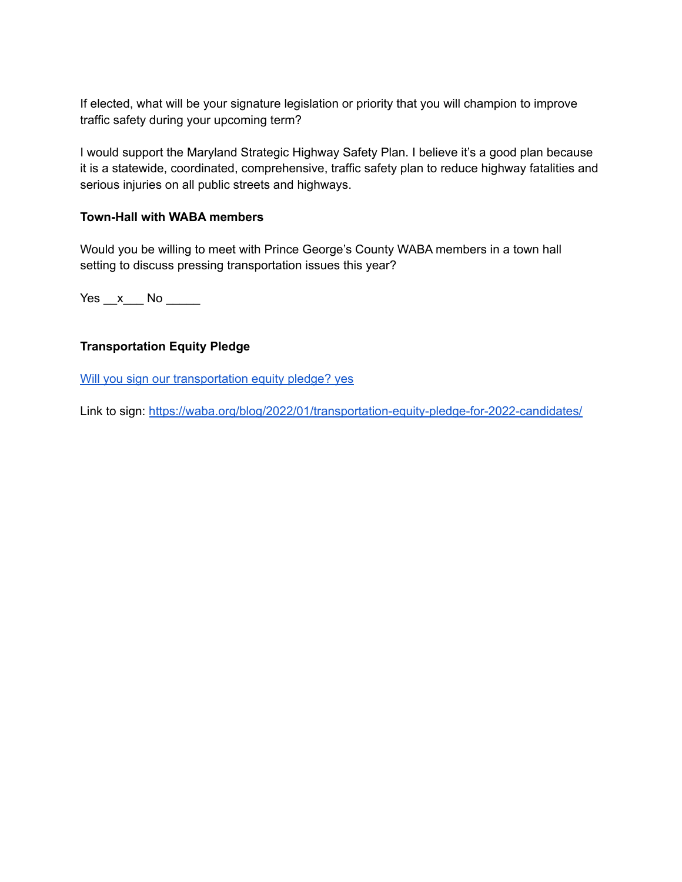If elected, what will be your signature legislation or priority that you will champion to improve traffic safety during your upcoming term?

I would support the Maryland Strategic Highway Safety Plan. I believe it's a good plan because it is a statewide, coordinated, comprehensive, traffic safety plan to reduce highway fatalities and serious injuries on all public streets and highways.

**Town-Hall with WABA members**

Would you be willing to meet with Prince George's County WABA members in a town hall setting to discuss pressing transportation issues this year?

Yes __x___ No _____

**Transportation Equity Pledge**

Will you sign our transportation equity pledge? yes

Link to sign: https://waba.org/blog/2022/01/transportation-equity-pledge-for-2022-candidates/